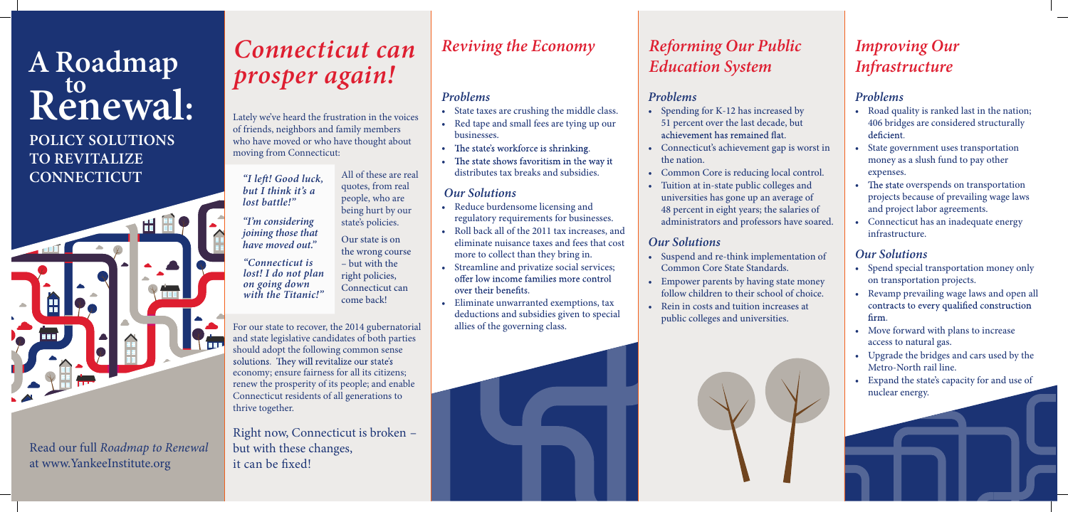# A Roadmap to Renewal:

## POLICY SOLUTIONS TO REVITALIZE CONNECTICUT

Read our full *Roadmap to Renewal* at www.YankeeInstitute.org

# *Connecticut can prosper again!*

Lately we've heard the frustration in the voices of friends, neighbors and family members who have moved or who have thought about moving from Connecticut:

*"I left! Good luck, but I think it's a lost battle!"*

*"I'm considering joining those that have moved out."*

*"Connecticut is lost! I do not plan on going down with the Titanic!"*

All of these are real quotes, from real people, who are being hurt by our state's policies.

Our state is on the wrong course – but with the right policies, Connecticut can come back!

For our state to recover, the 2014 gubernatorial and state legislative candidates of both parties should adopt the following common sense solutions. They will revitalize our state's economy; ensure fairness for all its citizens; renew the prosperity of its people; and enable Connecticut residents of all generations to thrive together.

Right now, Connecticut is broken – but with these changes, it can be fixed!

## *Reviving the Economy*

### *Problems*

- State taxes are crushing the middle class.
- Red tape and small fees are tying up our businesses.
- The state's workforce is shrinking.
- The state shows favoritism in the way it distributes tax breaks and subsidies.

### *Our Solutions*

- Reduce burdensome licensing and regulatory requirements for businesses.
- Roll back all of the 2011 tax increases, and eliminate nuisance taxes and fees that cost more to collect than they bring in.
- Streamline and privatize social services; offer low income families more control over their benefits.
- Eliminate unwarranted exemptions, tax deductions and subsidies given to special allies of the governing class.

## *Reforming Our Public Education System*

### *Problems*

- Spending for K-12 has increased by 51 percent over the last decade, but achievement has remained flat.
- Connecticut's achievement gap is worst in the nation.
- Common Core is reducing local control.
- Tuition at in-state public colleges and universities has gone up an average of 48 percent in eight years; the salaries of administrators and professors have soared.

### *Our Solutions*

- Suspend and re-think implementation of Common Core State Standards.
- Empower parents by having state money follow children to their school of choice.
- Rein in costs and tuition increases at public colleges and universities.

## *Improving Our Infrastructure*

### *Problems*

- Road quality is ranked last in the nation; 406 bridges are considered structurally deficient.
- State government uses transportation money as a slush fund to pay other expenses.
- The state overspends on transportation projects because of prevailing wage laws and project labor agreements.
- Connecticut has an inadequate energy infrastructure.

### *Our Solutions*

- Spend special transportation money only on transportation projects.
- Revamp prevailing wage laws and open all contracts to every qualified construction firm.
- Move forward with plans to increase access to natural gas.
- Upgrade the bridges and cars used by the Metro-North rail line.
- Expand the state's capacity for and use of nuclear energy.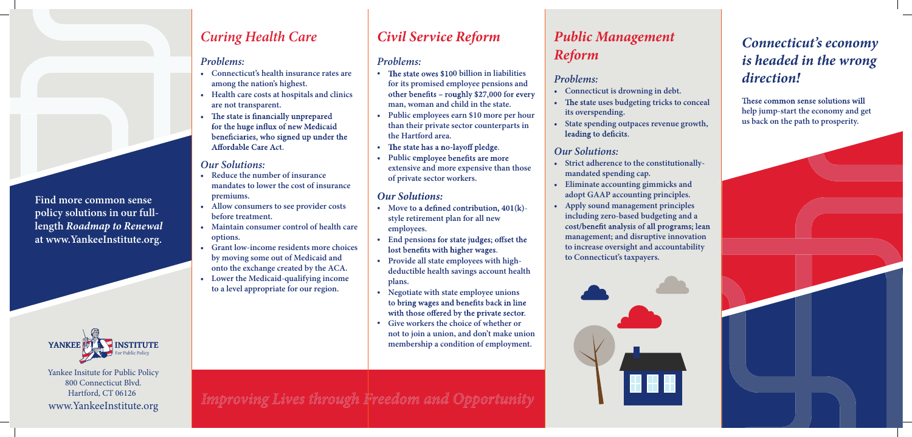Find more common sense policy solutions in our full-length *Roadmap to Renewal* at www.YankeeInstitute.org.

YANKEE INSTITUTE For Public Policy

Yankee Insitute for Public Policy
800 Connecticut Blvd.
Hartford, CT 06126
www.YankeeInstitute.org

## *Curing Health Care*

### *Problems:*

- Connecticut's health insurance rates are among the nation's highest.
- Health care costs at hospitals and clinics are not transparent.
- The state is financially unprepared for the huge influx of new Medicaid beneficiaries, who signed up under the Affordable Care Act.

### *Our Solutions:*

- Reduce the number of insurance mandates to lower the cost of insurance premiums.
- Allow consumers to see provider costs before treatment.
- Maintain consumer control of health care options.
- Grant low-income residents more choices by moving some out of Medicaid and onto the exchange created by the ACA.
- Lower the Medicaid-qualifying income to a level appropriate for our region.

## *Civil Service Reform*

### *Problems:*

- The state owes $100 billion in liabilities for its promised employee pensions and other benefits – roughly $27,000 for every man, woman and child in the state.
- Public employees earn $10 more per hour than their private sector counterparts in the Hartford area.
- The state has a no-layoff pledge.
- Public employee benefits are more extensive and more expensive than those of private sector workers.

### *Our Solutions:*

- Move to a defined contribution, 401(k)-style retirement plan for all new employees.
- End pensions for state judges; offset the lost benefits with higher wages.
- Provide all state employees with high-deductible health savings account health plans.
- Negotiate with state employee unions to bring wages and benefits back in line with those offered by the private sector.
- Give workers the choice of whether or not to join a union, and don't make union membership a condition of employment.

*Improving Lives through Freedom and Opportunity*

## *Public Management Reform*

### *Problems:*

- Connecticut is drowning in debt.
- The state uses budgeting tricks to conceal its overspending.
- State spending outpaces revenue growth, leading to deficits.

### *Our Solutions:*

- Strict adherence to the constitutionally-mandated spending cap.
- Eliminate accounting gimmicks and adopt GAAP accounting principles.
- Apply sound management principles including zero-based budgeting and a cost/benefit analysis of all programs; lean management; and disruptive innovation to increase oversight and accountability to Connecticut's taxpayers.

## *Connecticut's economy is headed in the wrong direction!*

These common sense solutions will help jump-start the economy and get us back on the path to prosperity.